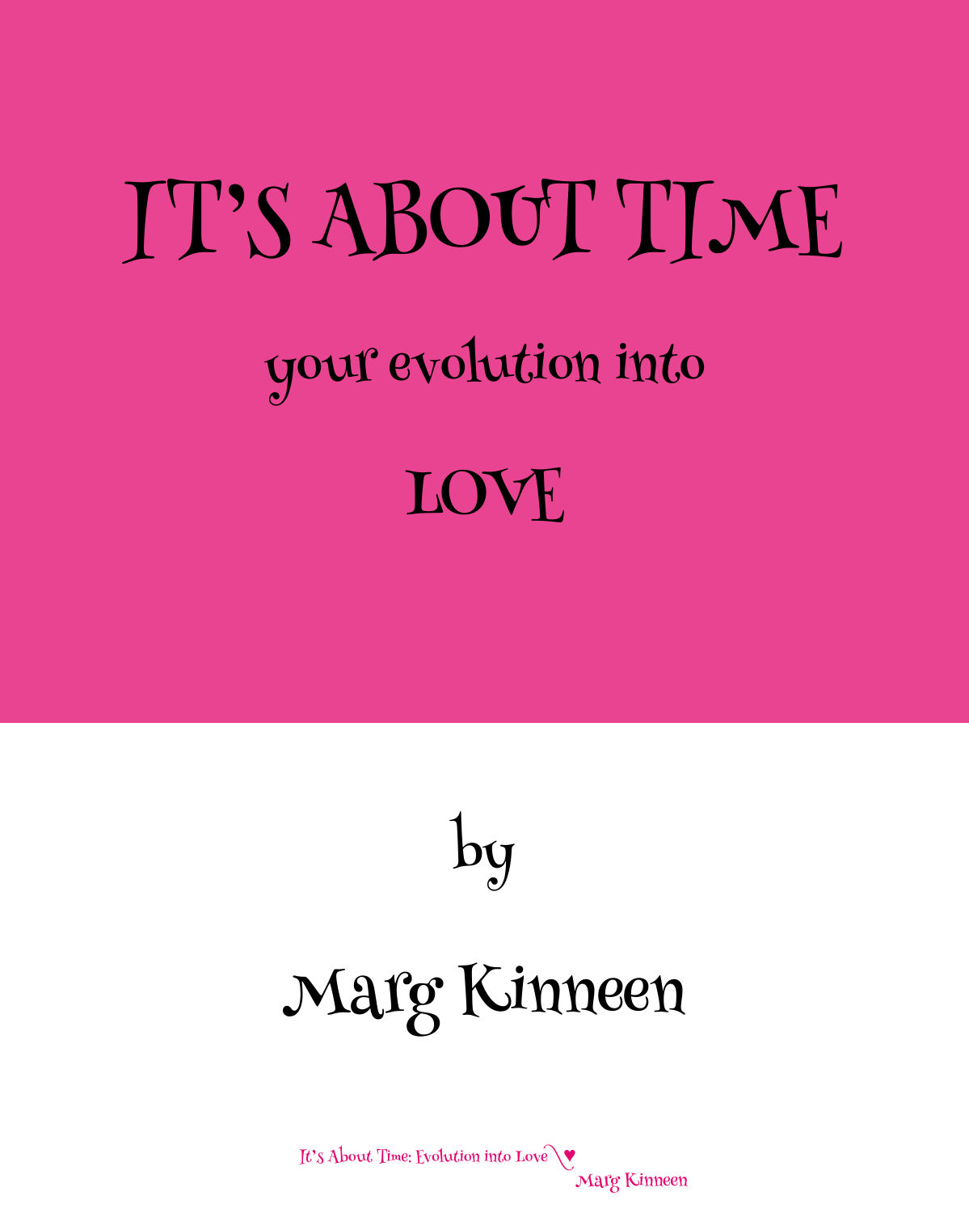# IT'S ABOUT TIME

## your evolution into

## LOVE

by

Marg Kinneen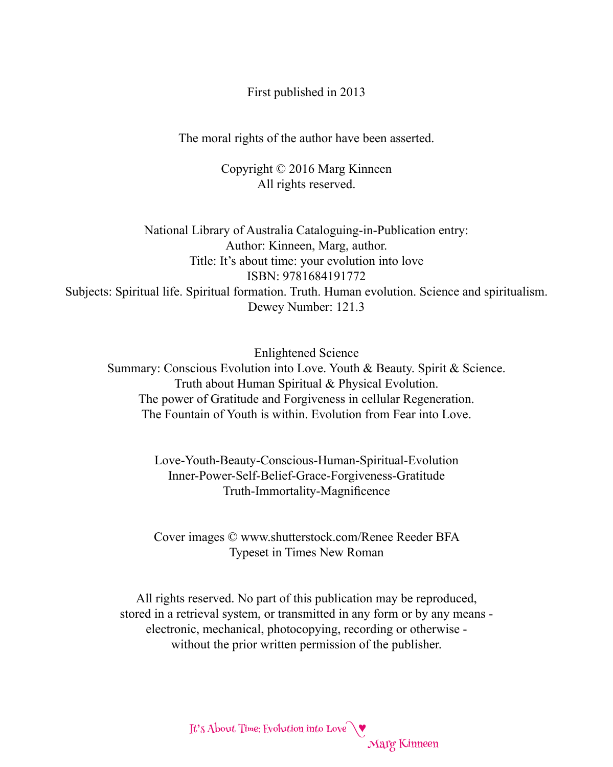First published in 2013

The moral rights of the author have been asserted.

Copyright © 2016 Marg Kinneen
All rights reserved.

National Library of Australia Cataloguing-in-Publication entry:
Author: Kinneen, Marg, author.
Title: It's about time: your evolution into love
ISBN: 9781684191772
Subjects: Spiritual life. Spiritual formation. Truth. Human evolution. Science and spiritualism.
Dewey Number: 121.3

Enlightened Science
Summary: Conscious Evolution into Love. Youth & Beauty. Spirit & Science.
Truth about Human Spiritual & Physical Evolution.
The power of Gratitude and Forgiveness in cellular Regeneration.
The Fountain of Youth is within. Evolution from Fear into Love.

Love-Youth-Beauty-Conscious-Human-Spiritual-Evolution
Inner-Power-Self-Belief-Grace-Forgiveness-Gratitude
Truth-Immortality-Magnificence

Cover images © www.shutterstock.com/Renee Reeder BFA
Typeset in Times New Roman

All rights reserved. No part of this publication may be reproduced, stored in a retrieval system, or transmitted in any form or by any means - electronic, mechanical, photocopying, recording or otherwise - without the prior written permission of the publisher.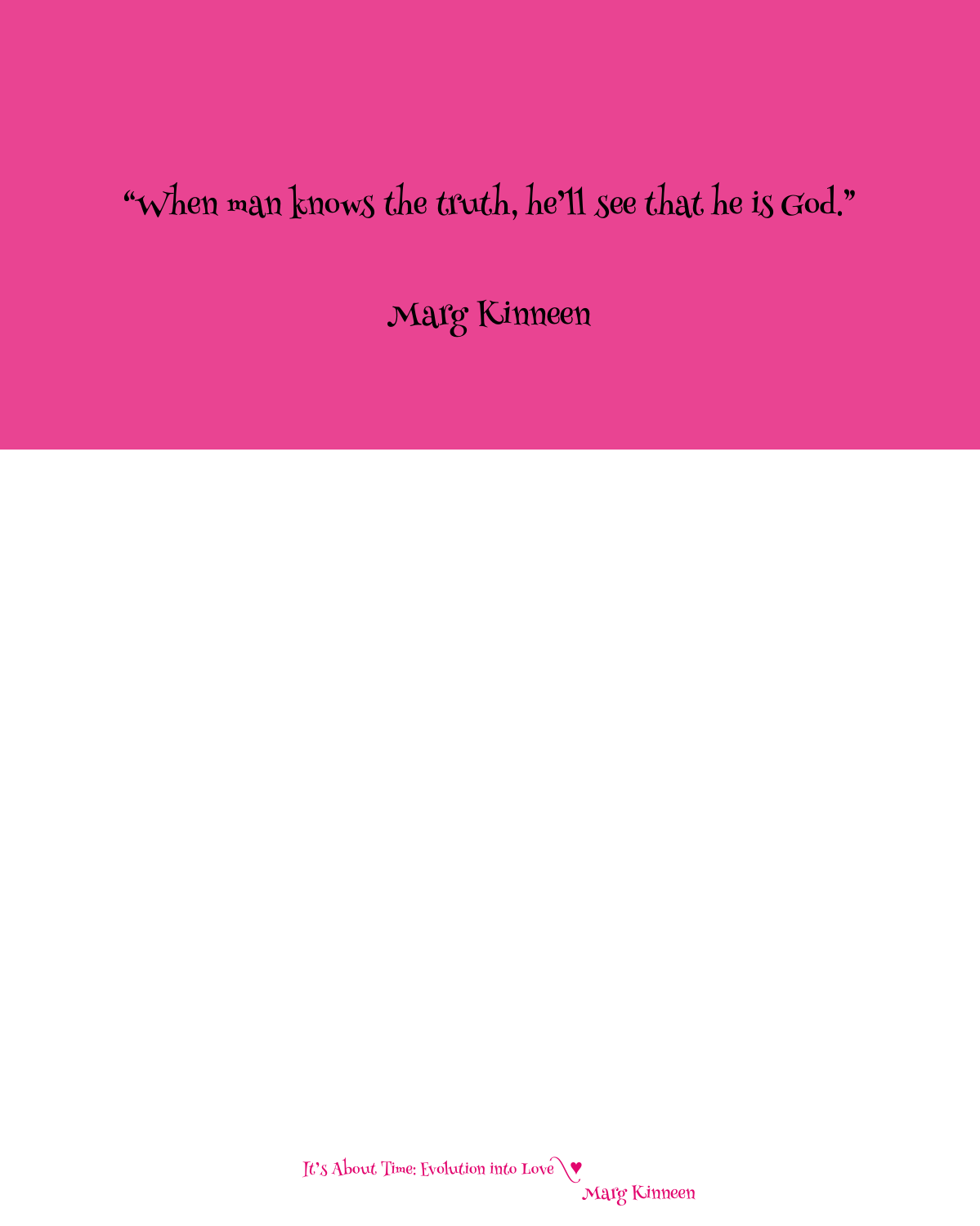"When man knows the truth, he'll see that he is God."

Marg Kinneen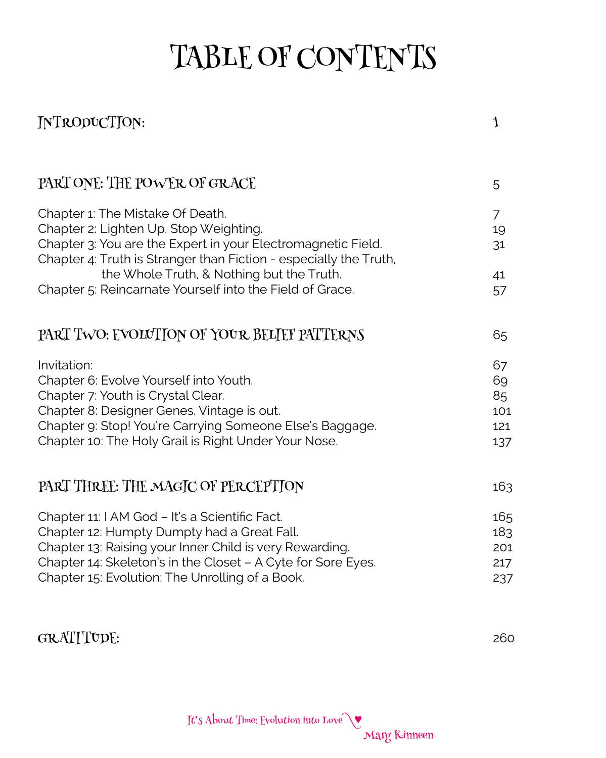# TABLE OF CONTENTS

| | |
|---|---|
| **INTRODUCTION:** | 1 |
| **PART ONE: THE POWER OF GRACE** | 5 |
| Chapter 1: The Mistake Of Death. | 7 |
| Chapter 2: Lighten Up. Stop Weighting. | 19 |
| Chapter 3: You are the Expert in your Electromagnetic Field. | 31 |
| Chapter 4: Truth is Stranger than Fiction - especially the Truth, the Whole Truth, & Nothing but the Truth. | 41 |
| Chapter 5: Reincarnate Yourself into the Field of Grace. | 57 |
| **PART TWO: EVOLUTION OF YOUR BELIEF PATTERNS** | 65 |
| Invitation: | 67 |
| Chapter 6: Evolve Yourself into Youth. | 69 |
| Chapter 7: Youth is Crystal Clear. | 85 |
| Chapter 8: Designer Genes. Vintage is out. | 101 |
| Chapter 9: Stop! You're Carrying Someone Else's Baggage. | 121 |
| Chapter 10: The Holy Grail is Right Under Your Nose. | 137 |
| **PART THREE: THE MAGIC OF PERCEPTION** | 163 |
| Chapter 11: I AM God – It's a Scientific Fact. | 165 |
| Chapter 12: Humpty Dumpty had a Great Fall. | 183 |
| Chapter 13: Raising your Inner Child is very Rewarding. | 201 |
| Chapter 14: Skeleton's in the Closet – A Cyte for Sore Eyes. | 217 |
| Chapter 15: Evolution: The Unrolling of a Book. | 237 |
| **GRATITUDE:** | 260 |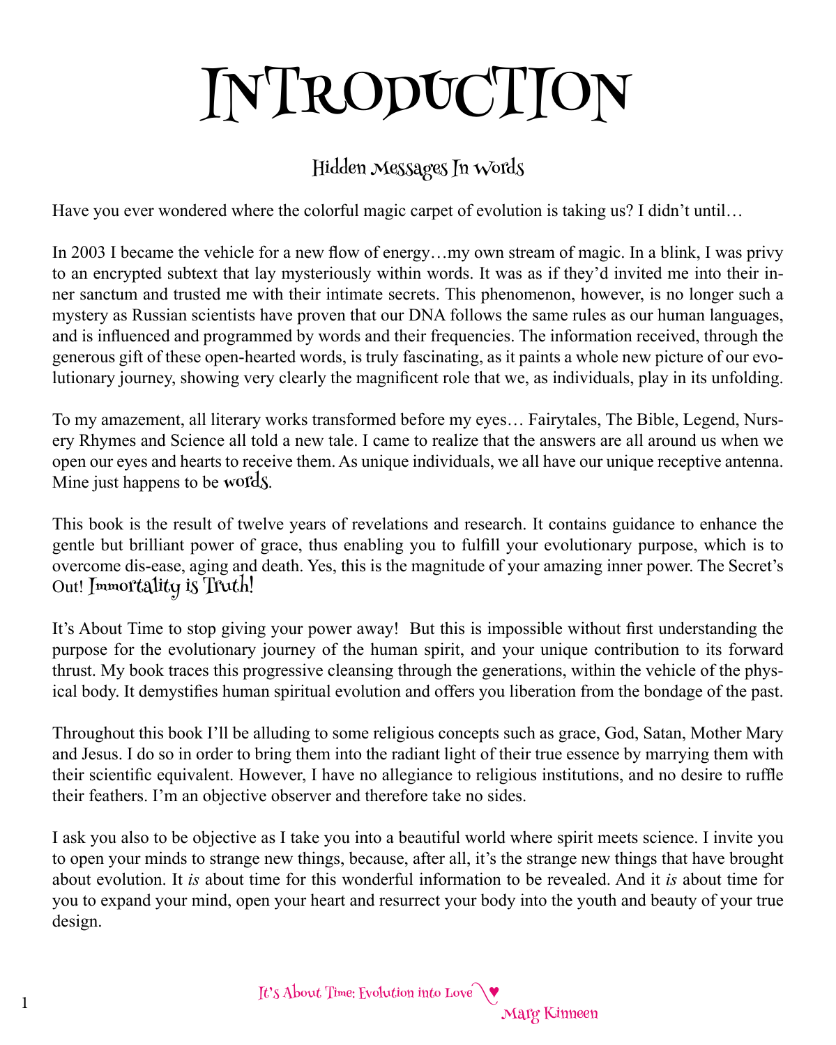# Introduction

## Hidden Messages In Words

Have you ever wondered where the colorful magic carpet of evolution is taking us? I didn't until…

In 2003 I became the vehicle for a new flow of energy…my own stream of magic. In a blink, I was privy to an encrypted subtext that lay mysteriously within words. It was as if they'd invited me into their inner sanctum and trusted me with their intimate secrets. This phenomenon, however, is no longer such a mystery as Russian scientists have proven that our DNA follows the same rules as our human languages, and is influenced and programmed by words and their frequencies. The information received, through the generous gift of these open-hearted words, is truly fascinating, as it paints a whole new picture of our evolutionary journey, showing very clearly the magnificent role that we, as individuals, play in its unfolding.

To my amazement, all literary works transformed before my eyes… Fairytales, The Bible, Legend, Nursery Rhymes and Science all told a new tale. I came to realize that the answers are all around us when we open our eyes and hearts to receive them. As unique individuals, we all have our unique receptive antenna. Mine just happens to be words.

This book is the result of twelve years of revelations and research. It contains guidance to enhance the gentle but brilliant power of grace, thus enabling you to fulfill your evolutionary purpose, which is to overcome dis-ease, aging and death. Yes, this is the magnitude of your amazing inner power. The Secret's Out! Immortality is Truth!

It's About Time to stop giving your power away! But this is impossible without first understanding the purpose for the evolutionary journey of the human spirit, and your unique contribution to its forward thrust. My book traces this progressive cleansing through the generations, within the vehicle of the physical body. It demystifies human spiritual evolution and offers you liberation from the bondage of the past.

Throughout this book I'll be alluding to some religious concepts such as grace, God, Satan, Mother Mary and Jesus. I do so in order to bring them into the radiant light of their true essence by marrying them with their scientific equivalent. However, I have no allegiance to religious institutions, and no desire to ruffle their feathers. I'm an objective observer and therefore take no sides.

I ask you also to be objective as I take you into a beautiful world where spirit meets science. I invite you to open your minds to strange new things, because, after all, it's the strange new things that have brought about evolution. It *is* about time for this wonderful information to be revealed. And it *is* about time for you to expand your mind, open your heart and resurrect your body into the youth and beauty of your true design.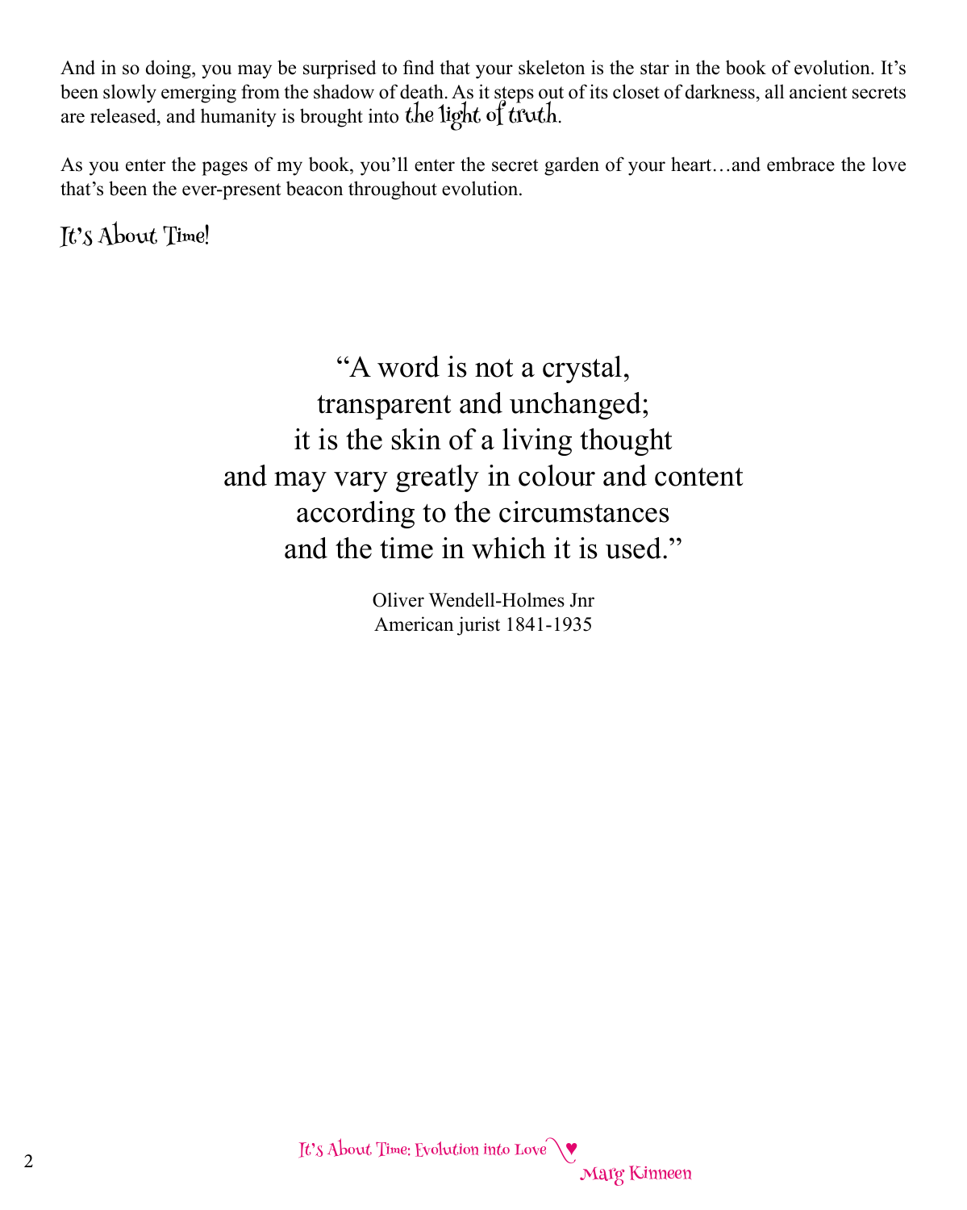And in so doing, you may be surprised to find that your skeleton is the star in the book of evolution. It's been slowly emerging from the shadow of death. As it steps out of its closet of darkness, all ancient secrets are released, and humanity is brought into *the light of truth*.

As you enter the pages of my book, you'll enter the secret garden of your heart…and embrace the love that's been the ever-present beacon throughout evolution.

*It's About Time!*

> "A word is not a crystal,
> transparent and unchanged;
> it is the skin of a living thought
> and may vary greatly in colour and content
> according to the circumstances
> and the time in which it is used."
>
> Oliver Wendell-Holmes Jnr
> American jurist 1841-1935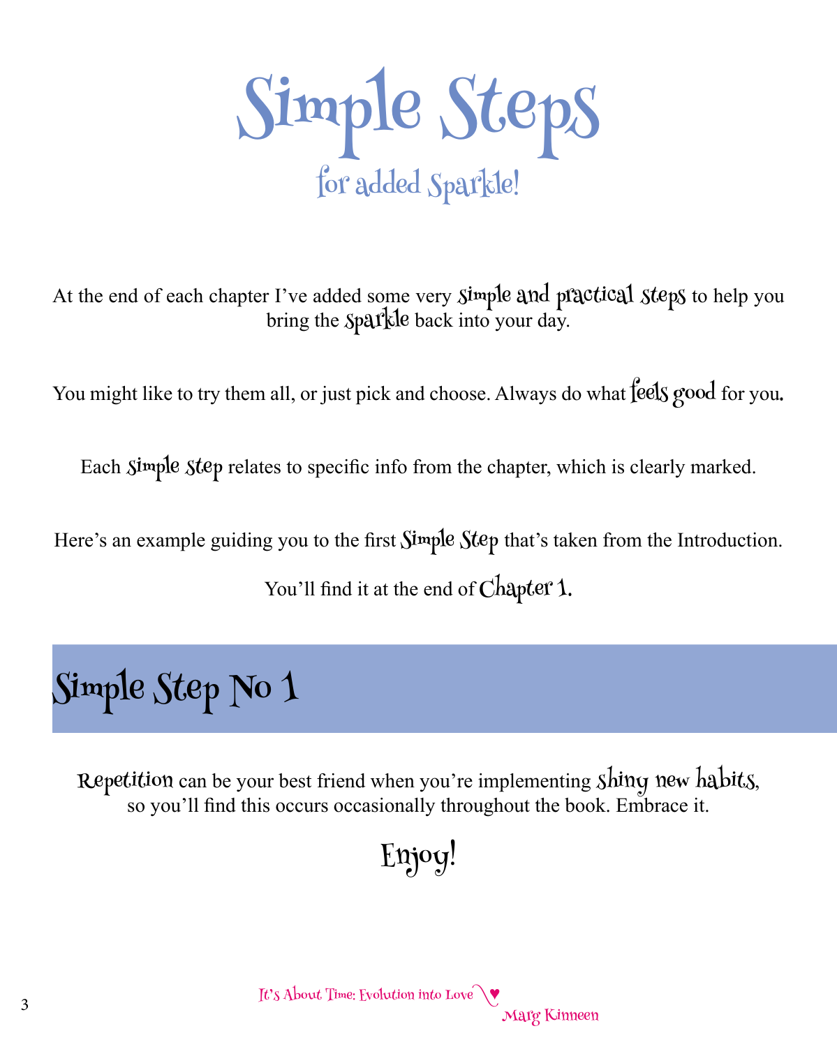# Simple Steps

## for added Sparkle!

At the end of each chapter I've added some very simple and practical steps to help you bring the sparkle back into your day.

You might like to try them all, or just pick and choose. Always do what feels good for you.

Each simple step relates to specific info from the chapter, which is clearly marked.

Here's an example guiding you to the first Simple Step that's taken from the Introduction.

You'll find it at the end of Chapter 1.

## Simple Step No 1

Repetition can be your best friend when you're implementing shiny new habits, so you'll find this occurs occasionally throughout the book. Embrace it.

Enjoy!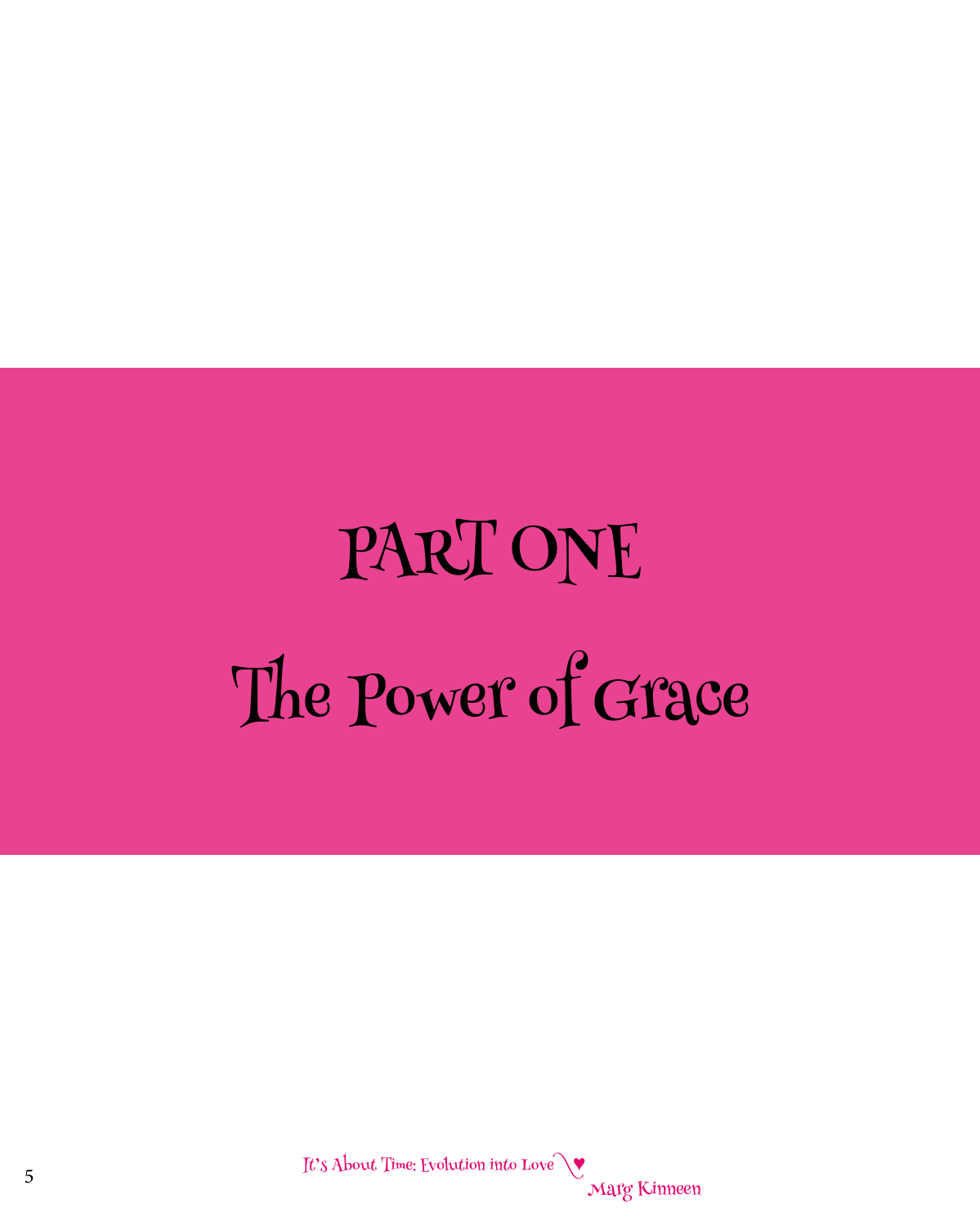# PART ONE

# The Power of Grace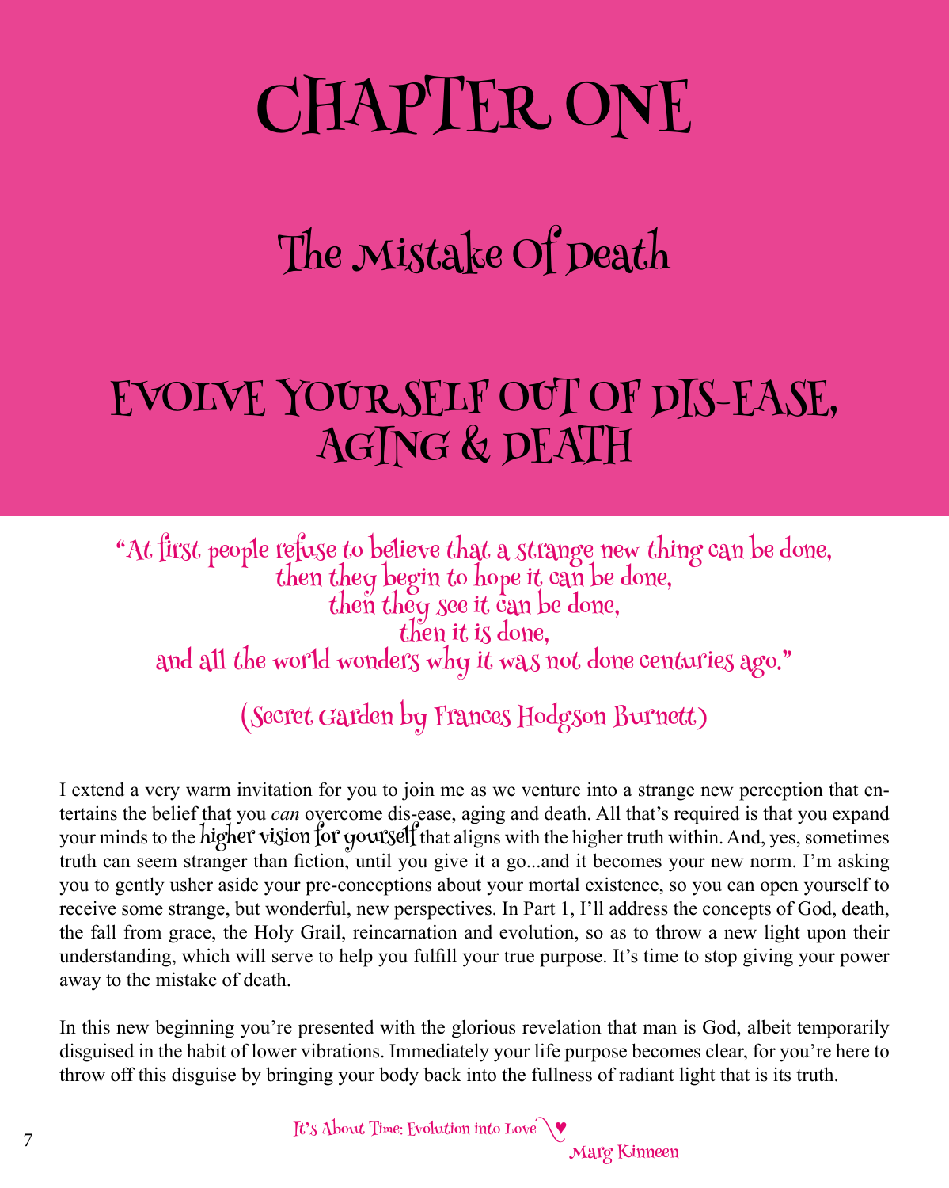# CHAPTER ONE

## The Mistake Of Death

## EVOLVE YOURSELF OUT OF DIS-EASE, AGING & DEATH

"At first people refuse to believe that a strange new thing can be done,
then they begin to hope it can be done,
then they see it can be done,
then it is done,
and all the world wonders why it was not done centuries ago."

(Secret Garden by Frances Hodgson Burnett)

I extend a very warm invitation for you to join me as we venture into a strange new perception that entertains the belief that you *can* overcome dis-ease, aging and death. All that's required is that you expand your minds to the higher vision for yourself that aligns with the higher truth within. And, yes, sometimes truth can seem stranger than fiction, until you give it a go...and it becomes your new norm. I'm asking you to gently usher aside your pre-conceptions about your mortal existence, so you can open yourself to receive some strange, but wonderful, new perspectives. In Part 1, I'll address the concepts of God, death, the fall from grace, the Holy Grail, reincarnation and evolution, so as to throw a new light upon their understanding, which will serve to help you fulfill your true purpose. It's time to stop giving your power away to the mistake of death.

In this new beginning you're presented with the glorious revelation that man is God, albeit temporarily disguised in the habit of lower vibrations. Immediately your life purpose becomes clear, for you're here to throw off this disguise by bringing your body back into the fullness of radiant light that is its truth.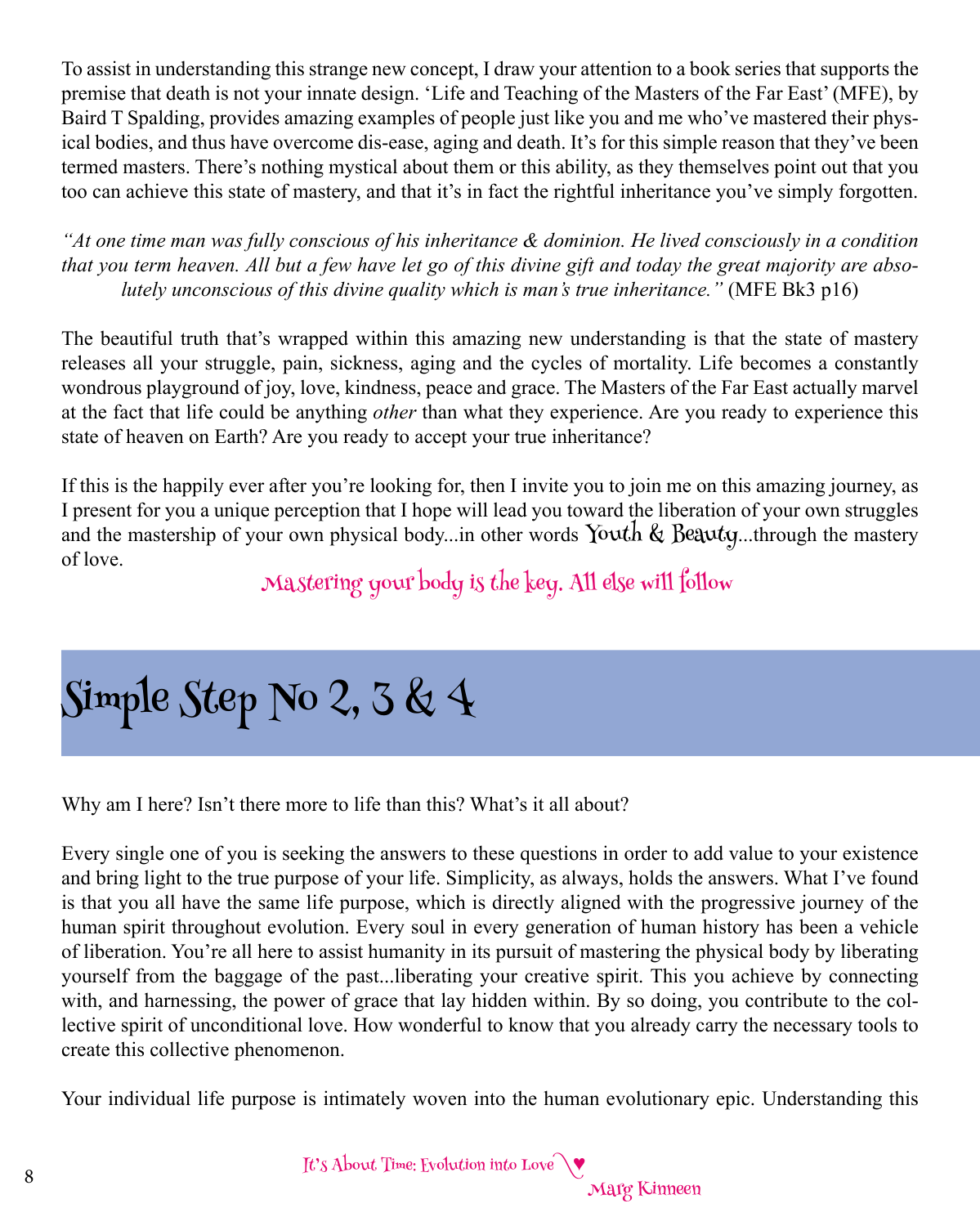To assist in understanding this strange new concept, I draw your attention to a book series that supports the premise that death is not your innate design. 'Life and Teaching of the Masters of the Far East' (MFE), by Baird T Spalding, provides amazing examples of people just like you and me who've mastered their physical bodies, and thus have overcome dis-ease, aging and death. It's for this simple reason that they've been termed masters. There's nothing mystical about them or this ability, as they themselves point out that you too can achieve this state of mastery, and that it's in fact the rightful inheritance you've simply forgotten.

*"At one time man was fully conscious of his inheritance & dominion. He lived consciously in a condition that you term heaven. All but a few have let go of this divine gift and today the great majority are absolutely unconscious of this divine quality which is man's true inheritance."* (MFE Bk3 p16)

The beautiful truth that's wrapped within this amazing new understanding is that the state of mastery releases all your struggle, pain, sickness, aging and the cycles of mortality. Life becomes a constantly wondrous playground of joy, love, kindness, peace and grace. The Masters of the Far East actually marvel at the fact that life could be anything *other* than what they experience. Are you ready to experience this state of heaven on Earth? Are you ready to accept your true inheritance?

If this is the happily ever after you're looking for, then I invite you to join me on this amazing journey, as I present for you a unique perception that I hope will lead you toward the liberation of your own struggles and the mastership of your own physical body...in other words Youth & Beauty...through the mastery of love.

Mastering your body is the key. All else will follow

# Simple Step No 2, 3 & 4

Why am I here? Isn't there more to life than this? What's it all about?

Every single one of you is seeking the answers to these questions in order to add value to your existence and bring light to the true purpose of your life. Simplicity, as always, holds the answers. What I've found is that you all have the same life purpose, which is directly aligned with the progressive journey of the human spirit throughout evolution. Every soul in every generation of human history has been a vehicle of liberation. You're all here to assist humanity in its pursuit of mastering the physical body by liberating yourself from the baggage of the past...liberating your creative spirit. This you achieve by connecting with, and harnessing, the power of grace that lay hidden within. By so doing, you contribute to the collective spirit of unconditional love. How wonderful to know that you already carry the necessary tools to create this collective phenomenon.

Your individual life purpose is intimately woven into the human evolutionary epic. Understanding this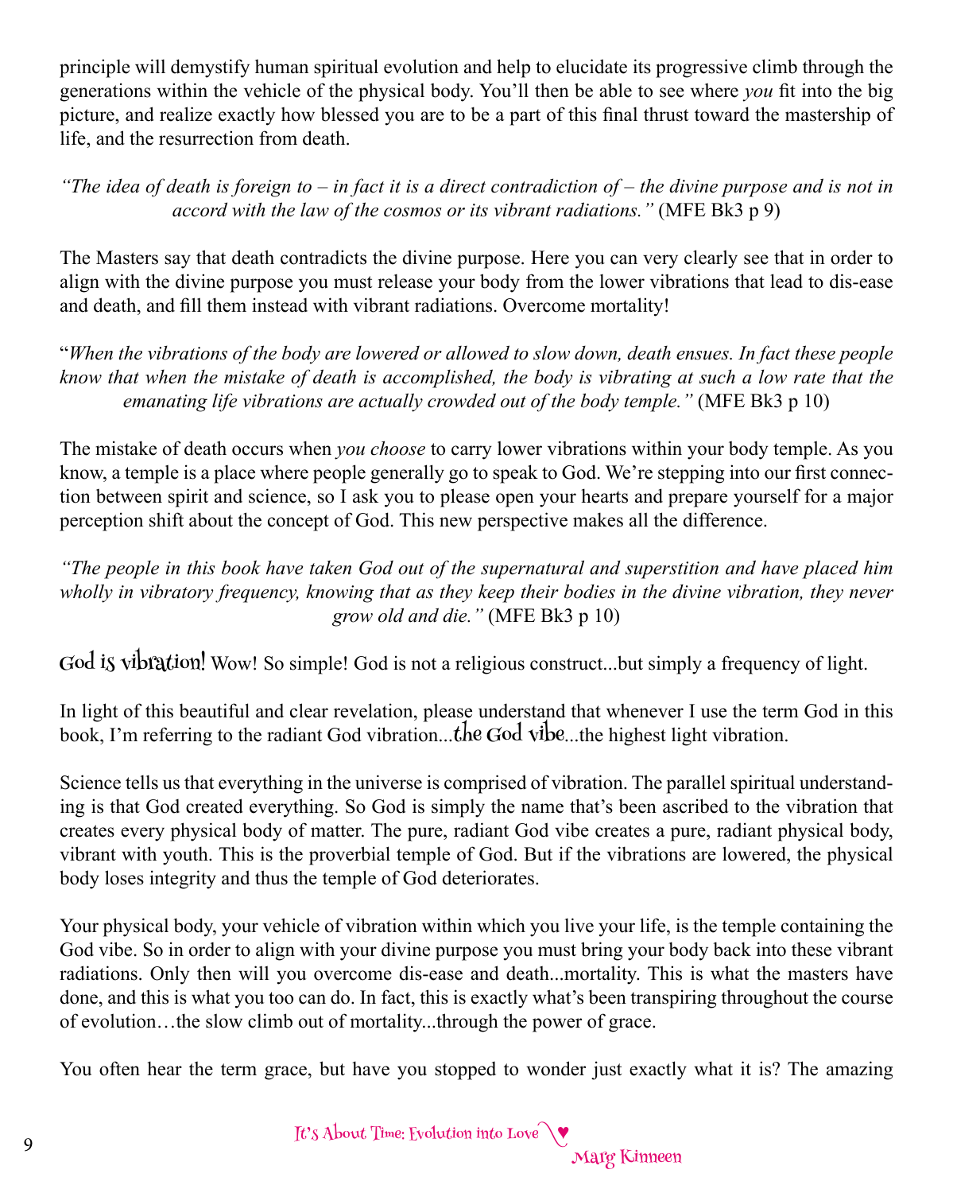principle will demystify human spiritual evolution and help to elucidate its progressive climb through the generations within the vehicle of the physical body. You'll then be able to see where *you* fit into the big picture, and realize exactly how blessed you are to be a part of this final thrust toward the mastership of life, and the resurrection from death.

*"The idea of death is foreign to – in fact it is a direct contradiction of – the divine purpose and is not in accord with the law of the cosmos or its vibrant radiations."* (MFE Bk3 p 9)

The Masters say that death contradicts the divine purpose. Here you can very clearly see that in order to align with the divine purpose you must release your body from the lower vibrations that lead to dis-ease and death, and fill them instead with vibrant radiations. Overcome mortality!

"*When the vibrations of the body are lowered or allowed to slow down, death ensues. In fact these people know that when the mistake of death is accomplished, the body is vibrating at such a low rate that the emanating life vibrations are actually crowded out of the body temple."* (MFE Bk3 p 10)

The mistake of death occurs when *you choose* to carry lower vibrations within your body temple. As you know, a temple is a place where people generally go to speak to God. We're stepping into our first connection between spirit and science, so I ask you to please open your hearts and prepare yourself for a major perception shift about the concept of God. This new perspective makes all the difference.

*"The people in this book have taken God out of the supernatural and superstition and have placed him wholly in vibratory frequency, knowing that as they keep their bodies in the divine vibration, they never grow old and die."* (MFE Bk3 p 10)

**God is vibration!** Wow! So simple! God is not a religious construct...but simply a frequency of light.

In light of this beautiful and clear revelation, please understand that whenever I use the term God in this book, I'm referring to the radiant God vibration...**the God vibe**...the highest light vibration.

Science tells us that everything in the universe is comprised of vibration. The parallel spiritual understanding is that God created everything. So God is simply the name that's been ascribed to the vibration that creates every physical body of matter. The pure, radiant God vibe creates a pure, radiant physical body, vibrant with youth. This is the proverbial temple of God. But if the vibrations are lowered, the physical body loses integrity and thus the temple of God deteriorates.

Your physical body, your vehicle of vibration within which you live your life, is the temple containing the God vibe. So in order to align with your divine purpose you must bring your body back into these vibrant radiations. Only then will you overcome dis-ease and death...mortality. This is what the masters have done, and this is what you too can do. In fact, this is exactly what's been transpiring throughout the course of evolution…the slow climb out of mortality...through the power of grace.

You often hear the term grace, but have you stopped to wonder just exactly what it is? The amazing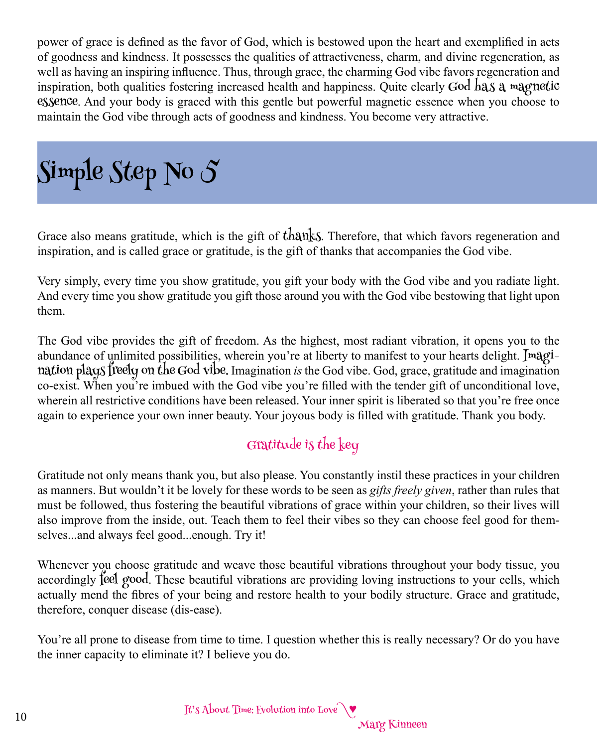power of grace is defined as the favor of God, which is bestowed upon the heart and exemplified in acts of goodness and kindness. It possesses the qualities of attractiveness, charm, and divine regeneration, as well as having an inspiring influence. Thus, through grace, the charming God vibe favors regeneration and inspiration, both qualities fostering increased health and happiness. Quite clearly God has a magnetic essence. And your body is graced with this gentle but powerful magnetic essence when you choose to maintain the God vibe through acts of goodness and kindness. You become very attractive.

# Simple Step No 5

Grace also means gratitude, which is the gift of thanks. Therefore, that which favors regeneration and inspiration, and is called grace or gratitude, is the gift of thanks that accompanies the God vibe.

Very simply, every time you show gratitude, you gift your body with the God vibe and you radiate light. And every time you show gratitude you gift those around you with the God vibe bestowing that light upon them.

The God vibe provides the gift of freedom. As the highest, most radiant vibration, it opens you to the abundance of unlimited possibilities, wherein you're at liberty to manifest to your hearts delight. Imagination plays freely on the God vibe. Imagination *is* the God vibe. God, grace, gratitude and imagination co-exist. When you're imbued with the God vibe you're filled with the tender gift of unconditional love, wherein all restrictive conditions have been released. Your inner spirit is liberated so that you're free once again to experience your own inner beauty. Your joyous body is filled with gratitude. Thank you body.

## Gratitude is the key

Gratitude not only means thank you, but also please. You constantly instil these practices in your children as manners. But wouldn't it be lovely for these words to be seen as *gifts freely given*, rather than rules that must be followed, thus fostering the beautiful vibrations of grace within your children, so their lives will also improve from the inside, out. Teach them to feel their vibes so they can choose feel good for themselves...and always feel good...enough. Try it!

Whenever you choose gratitude and weave those beautiful vibrations throughout your body tissue, you accordingly feel good. These beautiful vibrations are providing loving instructions to your cells, which actually mend the fibres of your being and restore health to your bodily structure. Grace and gratitude, therefore, conquer disease (dis-ease).

You're all prone to disease from time to time. I question whether this is really necessary? Or do you have the inner capacity to eliminate it? I believe you do.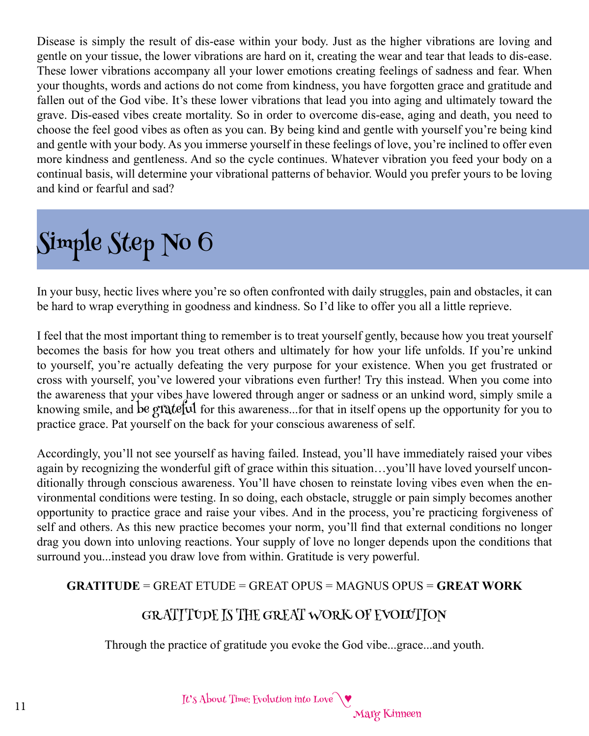Disease is simply the result of dis-ease within your body. Just as the higher vibrations are loving and gentle on your tissue, the lower vibrations are hard on it, creating the wear and tear that leads to dis-ease. These lower vibrations accompany all your lower emotions creating feelings of sadness and fear. When your thoughts, words and actions do not come from kindness, you have forgotten grace and gratitude and fallen out of the God vibe. It's these lower vibrations that lead you into aging and ultimately toward the grave. Dis-eased vibes create mortality. So in order to overcome dis-ease, aging and death, you need to choose the feel good vibes as often as you can. By being kind and gentle with yourself you're being kind and gentle with your body. As you immerse yourself in these feelings of love, you're inclined to offer even more kindness and gentleness. And so the cycle continues. Whatever vibration you feed your body on a continual basis, will determine your vibrational patterns of behavior. Would you prefer yours to be loving and kind or fearful and sad?

# Simple Step No 6

In your busy, hectic lives where you're so often confronted with daily struggles, pain and obstacles, it can be hard to wrap everything in goodness and kindness. So I'd like to offer you all a little reprieve.

I feel that the most important thing to remember is to treat yourself gently, because how you treat yourself becomes the basis for how you treat others and ultimately for how your life unfolds. If you're unkind to yourself, you're actually defeating the very purpose for your existence. When you get frustrated or cross with yourself, you've lowered your vibrations even further! Try this instead. When you come into the awareness that your vibes have lowered through anger or sadness or an unkind word, simply smile a knowing smile, and be grateful for this awareness...for that in itself opens up the opportunity for you to practice grace. Pat yourself on the back for your conscious awareness of self.

Accordingly, you'll not see yourself as having failed. Instead, you'll have immediately raised your vibes again by recognizing the wonderful gift of grace within this situation…you'll have loved yourself unconditionally through conscious awareness. You'll have chosen to reinstate loving vibes even when the environmental conditions were testing. In so doing, each obstacle, struggle or pain simply becomes another opportunity to practice grace and raise your vibes. And in the process, you're practicing forgiveness of self and others. As this new practice becomes your norm, you'll find that external conditions no longer drag you down into unloving reactions. Your supply of love no longer depends upon the conditions that surround you...instead you draw love from within. Gratitude is very powerful.

**GRATITUDE** = GREAT ETUDE = GREAT OPUS = MAGNUS OPUS = **GREAT WORK**

GRATITUDE IS THE GREAT WORK OF EVOLUTION

Through the practice of gratitude you evoke the God vibe...grace...and youth.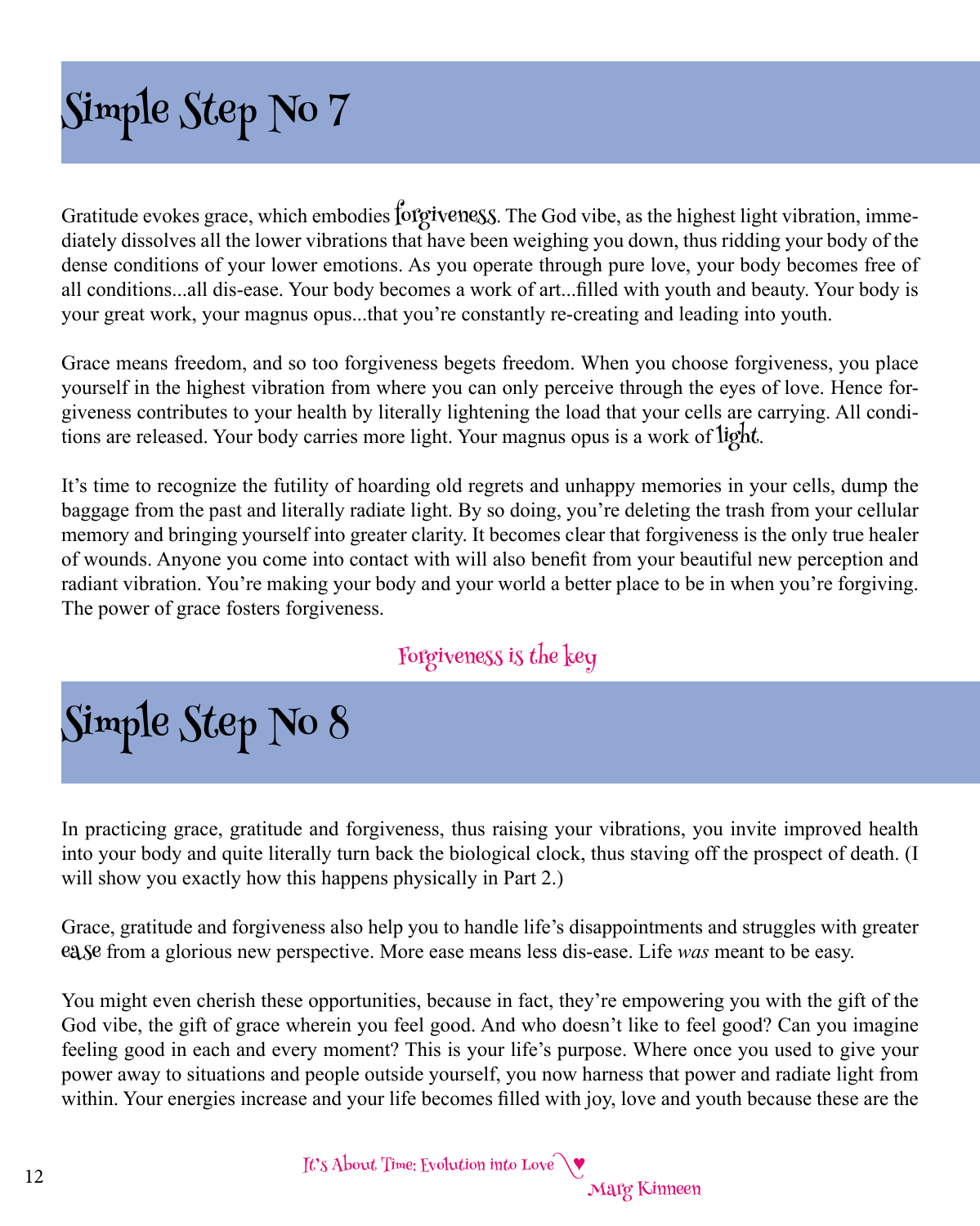# Simple Step No 7

Gratitude evokes grace, which embodies forgiveness. The God vibe, as the highest light vibration, immediately dissolves all the lower vibrations that have been weighing you down, thus ridding your body of the dense conditions of your lower emotions. As you operate through pure love, your body becomes free of all conditions...all dis-ease. Your body becomes a work of art...filled with youth and beauty. Your body is your great work, your magnus opus...that you're constantly re-creating and leading into youth.

Grace means freedom, and so too forgiveness begets freedom. When you choose forgiveness, you place yourself in the highest vibration from where you can only perceive through the eyes of love. Hence forgiveness contributes to your health by literally lightening the load that your cells are carrying. All conditions are released. Your body carries more light. Your magnus opus is a work of light.

It's time to recognize the futility of hoarding old regrets and unhappy memories in your cells, dump the baggage from the past and literally radiate light. By so doing, you're deleting the trash from your cellular memory and bringing yourself into greater clarity. It becomes clear that forgiveness is the only true healer of wounds. Anyone you come into contact with will also benefit from your beautiful new perception and radiant vibration. You're making your body and your world a better place to be in when you're forgiving. The power of grace fosters forgiveness.

Forgiveness is the key

# Simple Step No 8

In practicing grace, gratitude and forgiveness, thus raising your vibrations, you invite improved health into your body and quite literally turn back the biological clock, thus staving off the prospect of death. (I will show you exactly how this happens physically in Part 2.)

Grace, gratitude and forgiveness also help you to handle life's disappointments and struggles with greater ease from a glorious new perspective. More ease means less dis-ease. Life *was* meant to be easy.

You might even cherish these opportunities, because in fact, they're empowering you with the gift of the God vibe, the gift of grace wherein you feel good. And who doesn't like to feel good? Can you imagine feeling good in each and every moment? This is your life's purpose. Where once you used to give your power away to situations and people outside yourself, you now harness that power and radiate light from within. Your energies increase and your life becomes filled with joy, love and youth because these are the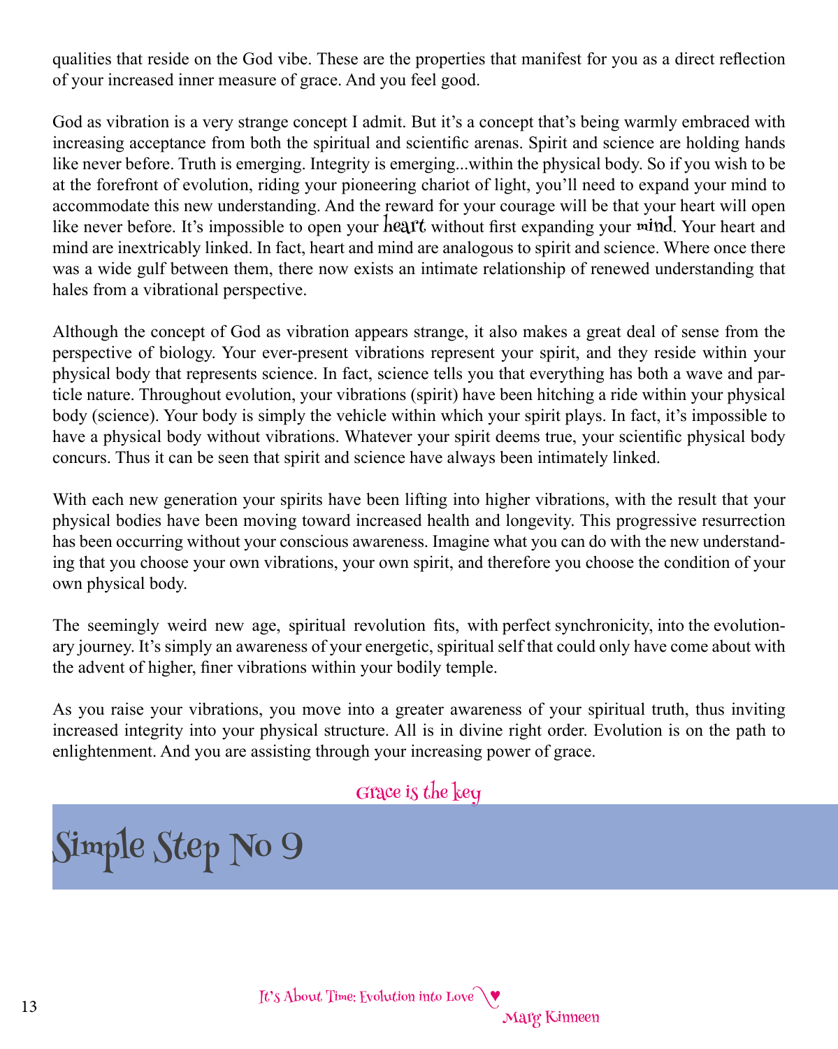qualities that reside on the God vibe. These are the properties that manifest for you as a direct reflection of your increased inner measure of grace. And you feel good.

God as vibration is a very strange concept I admit. But it's a concept that's being warmly embraced with increasing acceptance from both the spiritual and scientific arenas. Spirit and science are holding hands like never before. Truth is emerging. Integrity is emerging...within the physical body. So if you wish to be at the forefront of evolution, riding your pioneering chariot of light, you'll need to expand your mind to accommodate this new understanding. And the reward for your courage will be that your heart will open like never before. It's impossible to open your heart without first expanding your mind. Your heart and mind are inextricably linked. In fact, heart and mind are analogous to spirit and science. Where once there was a wide gulf between them, there now exists an intimate relationship of renewed understanding that hales from a vibrational perspective.

Although the concept of God as vibration appears strange, it also makes a great deal of sense from the perspective of biology. Your ever-present vibrations represent your spirit, and they reside within your physical body that represents science. In fact, science tells you that everything has both a wave and particle nature. Throughout evolution, your vibrations (spirit) have been hitching a ride within your physical body (science). Your body is simply the vehicle within which your spirit plays. In fact, it's impossible to have a physical body without vibrations. Whatever your spirit deems true, your scientific physical body concurs. Thus it can be seen that spirit and science have always been intimately linked.

With each new generation your spirits have been lifting into higher vibrations, with the result that your physical bodies have been moving toward increased health and longevity. This progressive resurrection has been occurring without your conscious awareness. Imagine what you can do with the new understanding that you choose your own vibrations, your own spirit, and therefore you choose the condition of your own physical body.

The seemingly weird new age, spiritual revolution fits, with perfect synchronicity, into the evolutionary journey. It's simply an awareness of your energetic, spiritual self that could only have come about with the advent of higher, finer vibrations within your bodily temple.

As you raise your vibrations, you move into a greater awareness of your spiritual truth, thus inviting increased integrity into your physical structure. All is in divine right order. Evolution is on the path to enlightenment. And you are assisting through your increasing power of grace.

Grace is the key

# Simple Step No 9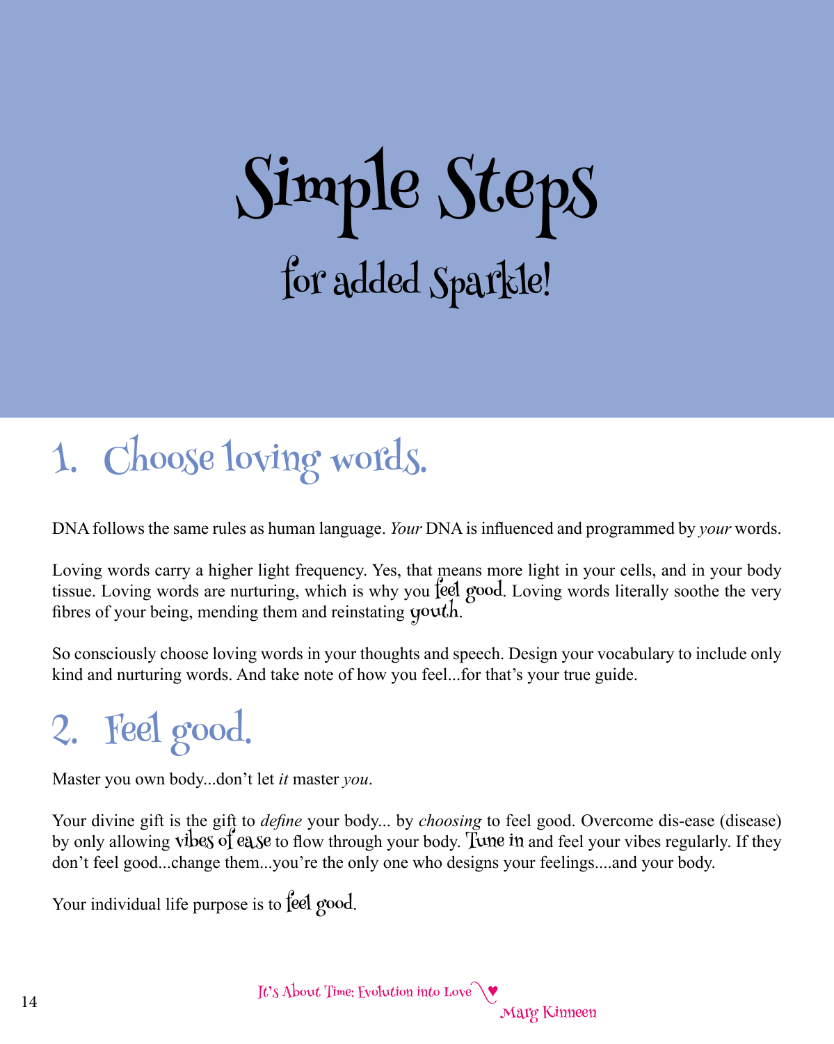# Simple Steps

## for added Sparkle!

## 1. Choose loving words.

DNA follows the same rules as human language. *Your* DNA is influenced and programmed by *your* words.

Loving words carry a higher light frequency. Yes, that means more light in your cells, and in your body tissue. Loving words are nurturing, which is why you feel good. Loving words literally soothe the very fibres of your being, mending them and reinstating youth.

So consciously choose loving words in your thoughts and speech. Design your vocabulary to include only kind and nurturing words. And take note of how you feel...for that's your true guide.

## 2. Feel good.

Master you own body...don't let *it* master *you*.

Your divine gift is the gift to *define* your body... by *choosing* to feel good. Overcome dis-ease (disease) by only allowing vibes of ease to flow through your body. Tune in and feel your vibes regularly. If they don't feel good...change them...you're the only one who designs your feelings....and your body.

Your individual life purpose is to feel good.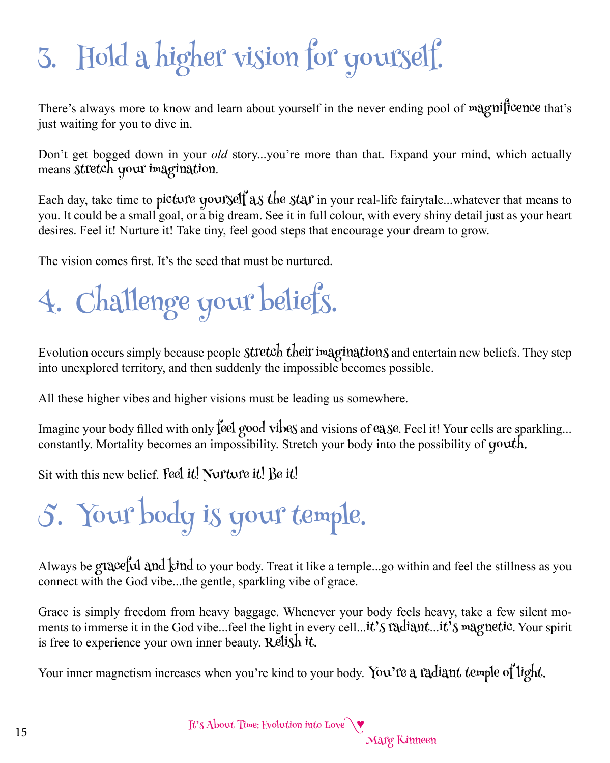# 3. Hold a higher vision for yourself.

There's always more to know and learn about yourself in the never ending pool of magnificence that's just waiting for you to dive in.

Don't get bogged down in your *old* story...you're more than that. Expand your mind, which actually means stretch your imagination.

Each day, take time to picture yourself as the star in your real-life fairytale...whatever that means to you. It could be a small goal, or a big dream. See it in full colour, with every shiny detail just as your heart desires. Feel it! Nurture it! Take tiny, feel good steps that encourage your dream to grow.

The vision comes first. It's the seed that must be nurtured.

# 4. Challenge your beliefs.

Evolution occurs simply because people stretch their imaginations and entertain new beliefs. They step into unexplored territory, and then suddenly the impossible becomes possible.

All these higher vibes and higher visions must be leading us somewhere.

Imagine your body filled with only feel good vibes and visions of ease. Feel it! Your cells are sparkling... constantly. Mortality becomes an impossibility. Stretch your body into the possibility of youth.

Sit with this new belief. Feel it! Nurture it! Be it!

# 5. Your body is your temple.

Always be graceful and kind to your body. Treat it like a temple...go within and feel the stillness as you connect with the God vibe...the gentle, sparkling vibe of grace.

Grace is simply freedom from heavy baggage. Whenever your body feels heavy, take a few silent moments to immerse it in the God vibe...feel the light in every cell...it's radiant...it's magnetic. Your spirit is free to experience your own inner beauty. Relish it.

Your inner magnetism increases when you're kind to your body. You're a radiant temple of light.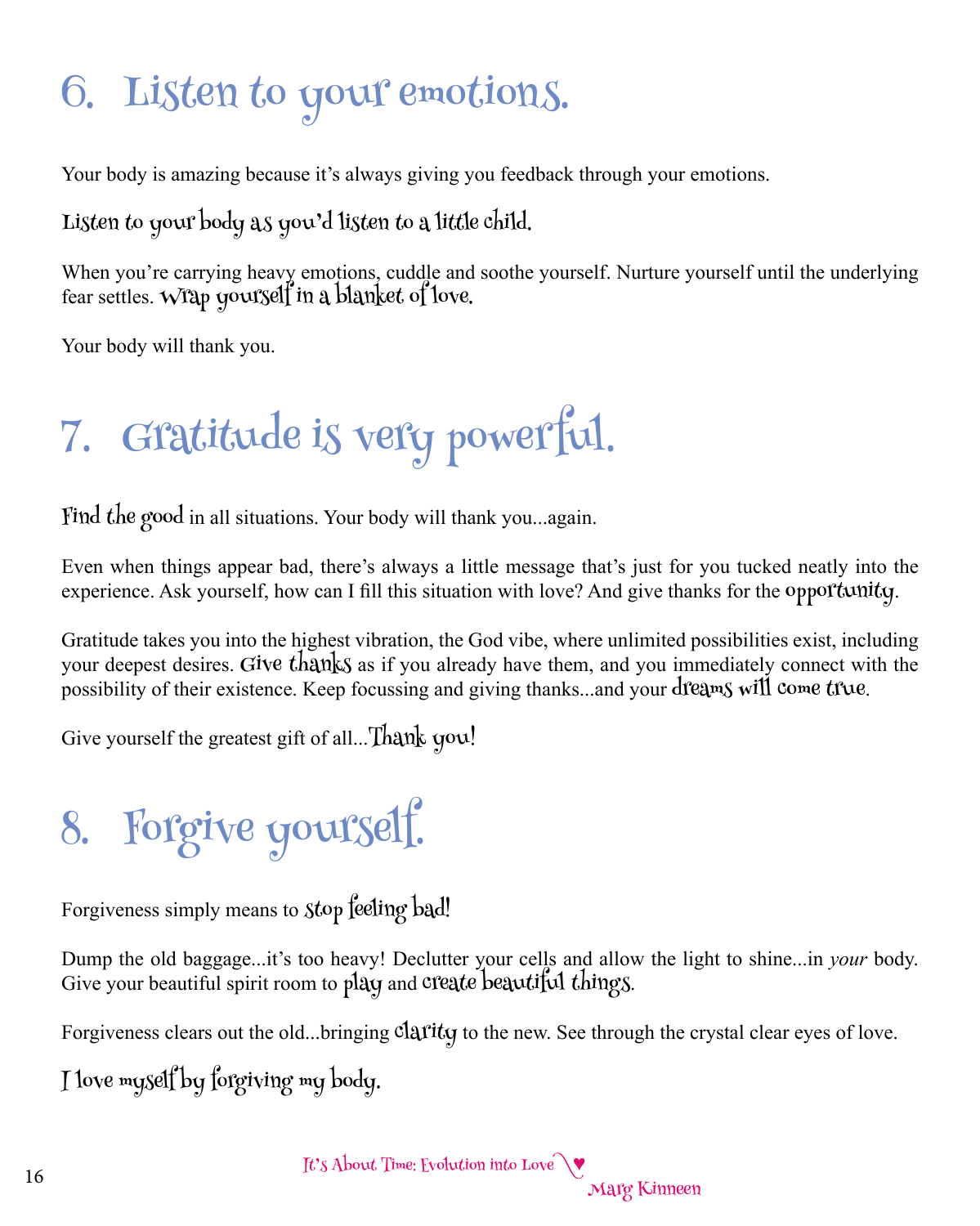# 6. Listen to your emotions.

Your body is amazing because it's always giving you feedback through your emotions.

Listen to your body as you'd listen to a little child.

When you're carrying heavy emotions, cuddle and soothe yourself. Nurture yourself until the underlying fear settles. Wrap yourself in a blanket of love.

Your body will thank you.

# 7. Gratitude is very powerful.

Find the good in all situations. Your body will thank you...again.

Even when things appear bad, there's always a little message that's just for you tucked neatly into the experience. Ask yourself, how can I fill this situation with love? And give thanks for the opportunity.

Gratitude takes you into the highest vibration, the God vibe, where unlimited possibilities exist, including your deepest desires. Give thanks as if you already have them, and you immediately connect with the possibility of their existence. Keep focussing and giving thanks...and your dreams will come true.

Give yourself the greatest gift of all...Thank you!

# 8. Forgive yourself.

Forgiveness simply means to stop feeling bad!

Dump the old baggage...it's too heavy! Declutter your cells and allow the light to shine...in *your* body. Give your beautiful spirit room to play and create beautiful things.

Forgiveness clears out the old...bringing clarity to the new. See through the crystal clear eyes of love.

I love myself by forgiving my body.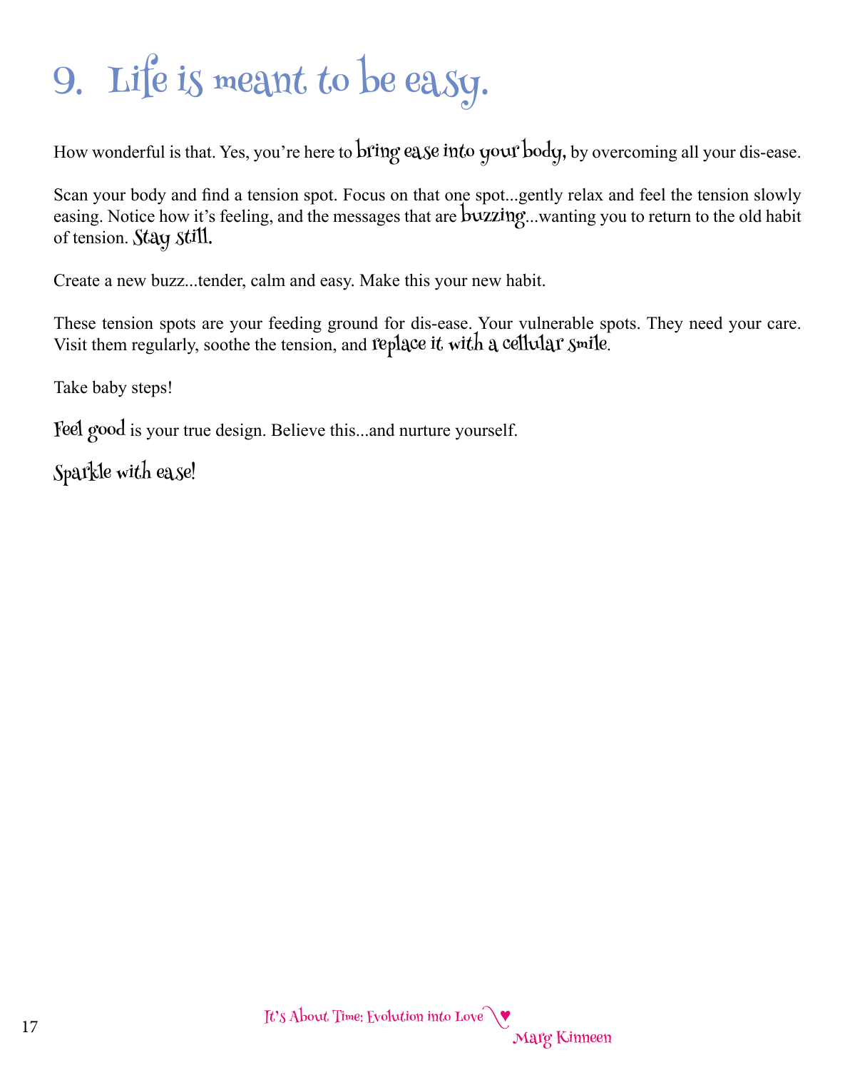# 9. Life is meant to be easy.

How wonderful is that. Yes, you're here to *bring ease into your body,* by overcoming all your dis-ease.

Scan your body and find a tension spot. Focus on that one spot...gently relax and feel the tension slowly easing. Notice how it's feeling, and the messages that are *buzzing*...wanting you to return to the old habit of tension. *Stay still.*

Create a new buzz...tender, calm and easy. Make this your new habit.

These tension spots are your feeding ground for dis-ease. Your vulnerable spots. They need your care. Visit them regularly, soothe the tension, and *replace it with a cellular smile*.

Take baby steps!

*Feel good* is your true design. Believe this...and nurture yourself.

*Sparkle with ease!*